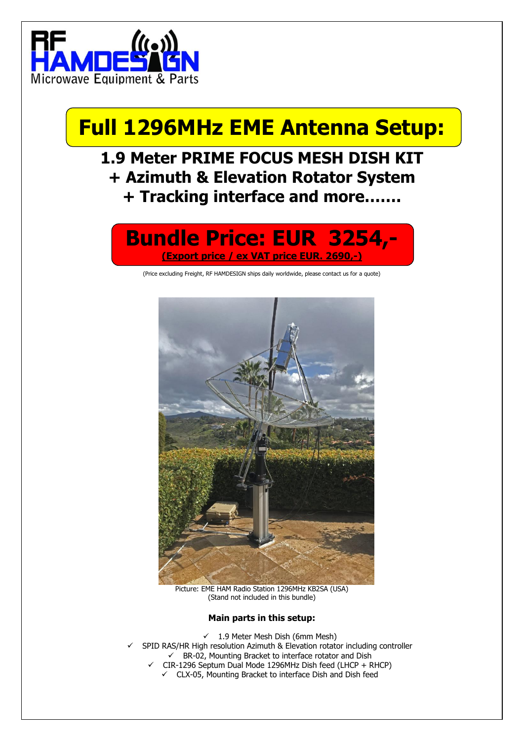RF HAMDESIGN
Microwave Equipment & Parts

# Full 1296MHz EME Antenna Setup:

## 1.9 Meter PRIME FOCUS MESH DISH KIT
## + Azimuth & Elevation Rotator System
## + Tracking interface and more.......

# Bundle Price: EUR 3254,-

**(Export price / ex VAT price EUR. 2690,-)**

(Price excluding Freight, RF HAMDESIGN ships daily worldwide, please contact us for a quote)

Picture: EME HAM Radio Station 1296MHz KB2SA (USA)
(Stand not included in this bundle)

**Main parts in this setup:**

- ✓ 1.9 Meter Mesh Dish (6mm Mesh)
- ✓ SPID RAS/HR High resolution Azimuth & Elevation rotator including controller
- ✓ BR-02, Mounting Bracket to interface rotator and Dish
- ✓ CIR-1296 Septum Dual Mode 1296MHz Dish feed (LHCP + RHCP)
- ✓ CLX-05, Mounting Bracket to interface Dish and Dish feed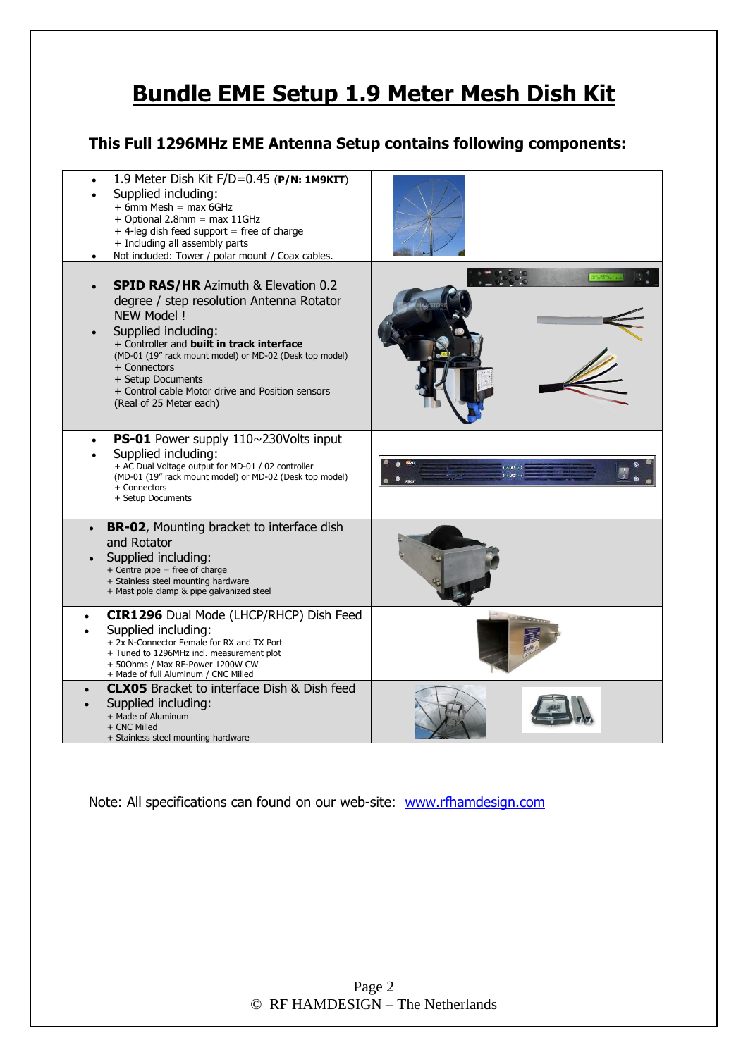# Bundle EME Setup 1.9 Meter Mesh Dish Kit

### This Full 1296MHz EME Antenna Setup contains following components:

| Component | |
|---|---|
| • 1.9 Meter Dish Kit F/D=0.45 (**P/N: 1M9KIT**)<br>• Supplied including:<br>+ 6mm Mesh = max 6GHz<br>+ Optional 2.8mm = max 11GHz<br>+ 4-leg dish feed support = free of charge<br>+ Including all assembly parts<br>• Not included: Tower / polar mount / Coax cables. | |
| • **SPID RAS/HR** Azimuth & Elevation 0.2 degree / step resolution Antenna Rotator NEW Model !<br>• Supplied including:<br>+ Controller and **built in track interface**<br>(MD-01 (19" rack mount model) or MD-02 (Desk top model)<br>+ Connectors<br>+ Setup Documents<br>+ Control cable Motor drive and Position sensors<br>(Real of 25 Meter each) | |
| • **PS-01** Power supply 110~230Volts input<br>• Supplied including:<br>+ AC Dual Voltage output for MD-01 / 02 controller<br>(MD-01 (19" rack mount model) or MD-02 (Desk top model)<br>+ Connectors<br>+ Setup Documents | |
| • **BR-02**, Mounting bracket to interface dish and Rotator<br>• Supplied including:<br>+ Centre pipe = free of charge<br>+ Stainless steel mounting hardware<br>+ Mast pole clamp & pipe galvanized steel | |
| • **CIR1296** Dual Mode (LHCP/RHCP) Dish Feed<br>• Supplied including:<br>+ 2x N-Connector Female for RX and TX Port<br>+ Tuned to 1296MHz incl. measurement plot<br>+ 50Ohms / Max RF-Power 1200W CW<br>+ Made of full Aluminum / CNC Milled | |
| • **CLX05** Bracket to interface Dish & Dish feed<br>• Supplied including:<br>+ Made of Aluminum<br>+ CNC Milled<br>+ Stainless steel mounting hardware | |

Note: All specifications can found on our web-site: [www.rfhamdesign.com](http://www.rfhamdesign.com)

© RF HAMDESIGN – The Netherlands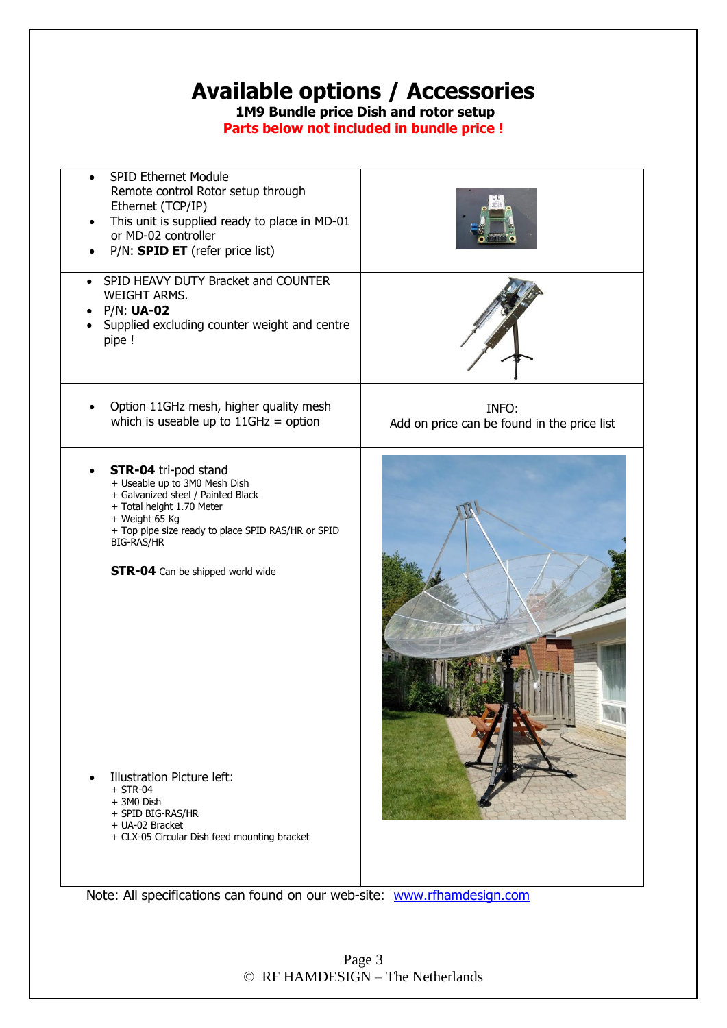# Available options / Accessories

**1M9 Bundle price Dish and rotor setup**

**Parts below not included in bundle price !**

| | |
|---|---|
| • SPID Ethernet Module Remote control Rotor setup through Ethernet (TCP/IP)<br>• This unit is supplied ready to place in MD-01 or MD-02 controller<br>• P/N: **SPID ET** (refer price list) | |
| • SPID HEAVY DUTY Bracket and COUNTER WEIGHT ARMS.<br>• P/N: **UA-02**<br>• Supplied excluding counter weight and centre pipe ! | |
| • Option 11GHz mesh, higher quality mesh which is useable up to 11GHz = option | INFO:<br>Add on price can be found in the price list |
| • **STR-04** tri-pod stand<br>+ Useable up to 3M0 Mesh Dish<br>+ Galvanized steel / Painted Black<br>+ Total height 1.70 Meter<br>+ Weight 65 Kg<br>+ Top pipe size ready to place SPID RAS/HR or SPID BIG-RAS/HR<br><br>**STR-04** Can be shipped world wide<br><br>• Illustration Picture left:<br>+ STR-04<br>+ 3M0 Dish<br>+ SPID BIG-RAS/HR<br>+ UA-02 Bracket<br>+ CLX-05 Circular Dish feed mounting bracket | |

Note: All specifications can found on our web-site: [www.rfhamdesign.com](http://www.rfhamdesign.com)

© RF HAMDESIGN – The Netherlands